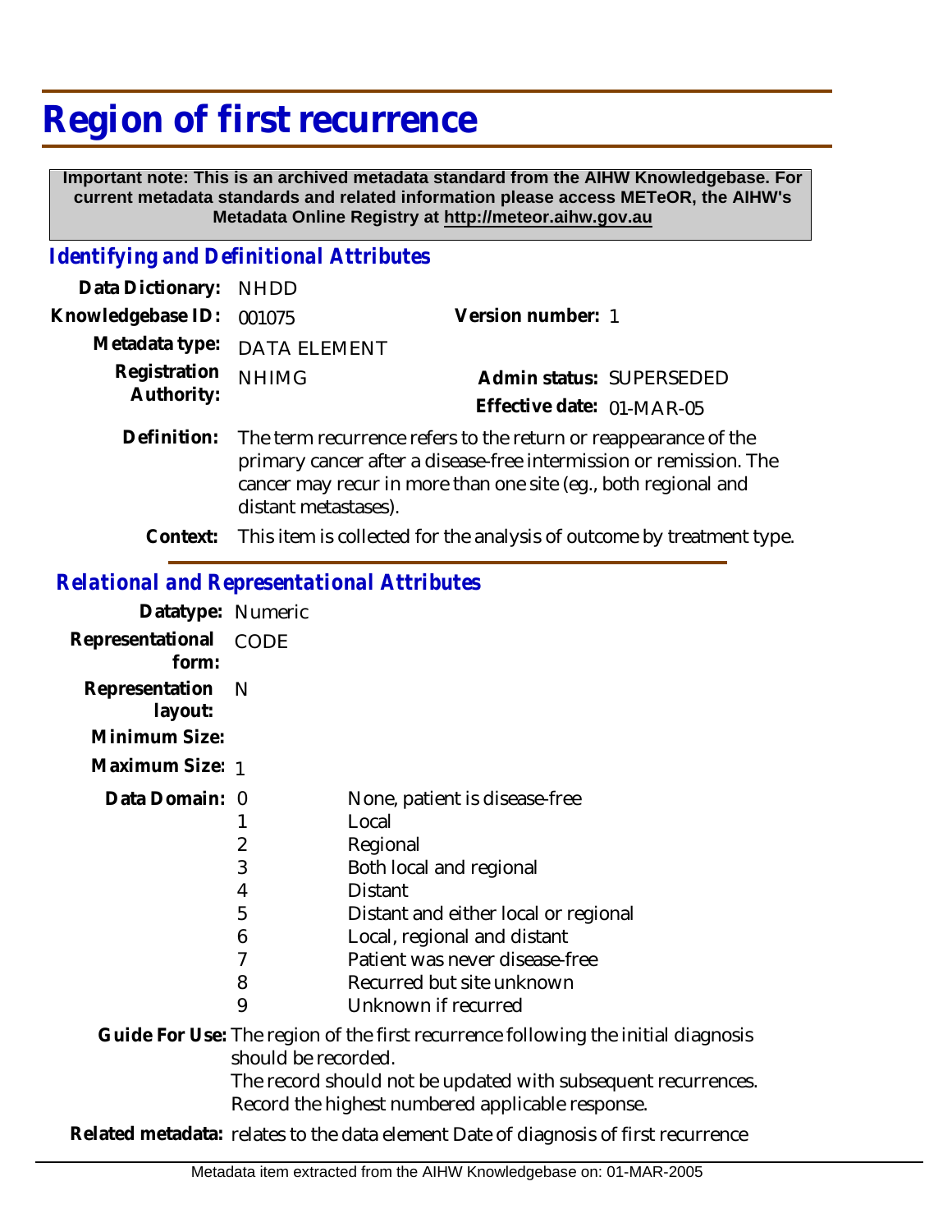# Region of first recurrence

**Important note: This is an archived metadata standard from the AIHW Knowledgebase. For current metadata standards and related information please access METeOR, the AIHW's Metadata Online Registry at http://meteor.aihw.gov.au**

## *Identifying and Definitional Attributes*

**Data Dictionary:** NHDD

**Knowledgebase ID:** 001075

**Version number:** 1

**Metadata type:** DATA ELEMENT

**Registration Authority:** NHIMG

**Admin status:** SUPERSEDED

**Effective date:** 01-MAR-05

**Definition:** The term recurrence refers to the return or reappearance of the primary cancer after a disease-free intermission or remission. The cancer may recur in more than one site (eg., both regional and distant metastases).

**Context:** This item is collected for the analysis of outcome by treatment type.

## *Relational and Representational Attributes*

**Datatype:** Numeric

**Representational form:** CODE

**Representation layout:** N

**Minimum Size:**

**Maximum Size:** 1

**Data Domain:**

| Code | Description |
|---|---|
| 0 | None, patient is disease-free |
| 1 | Local |
| 2 | Regional |
| 3 | Both local and regional |
| 4 | Distant |
| 5 | Distant and either local or regional |
| 6 | Local, regional and distant |
| 7 | Patient was never disease-free |
| 8 | Recurred but site unknown |
| 9 | Unknown if recurred |

**Guide For Use:** The region of the first recurrence following the initial diagnosis should be recorded.
The record should not be updated with subsequent recurrences.
Record the highest numbered applicable response.

**Related metadata:** relates to the data element Date of diagnosis of first recurrence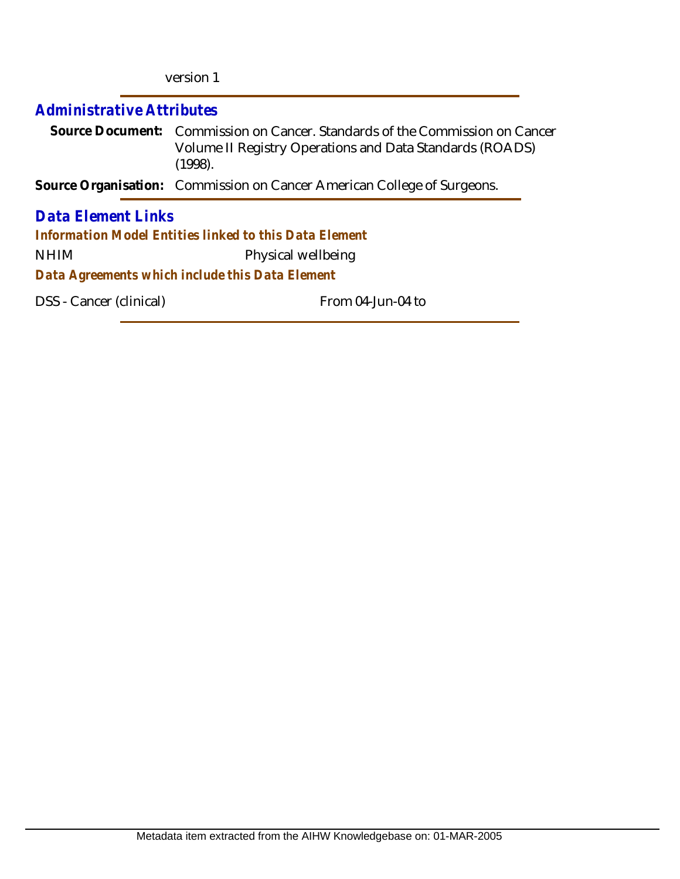version 1

## Administrative Attributes

**Source Document:** Commission on Cancer. Standards of the Commission on Cancer Volume II Registry Operations and Data Standards (ROADS) (1998).

**Source Organisation:** Commission on Cancer American College of Surgeons.

## Data Element Links

### Information Model Entities linked to this Data Element

| | |
|---|---|
| NHIM | Physical wellbeing |

### Data Agreements which include this Data Element

| | |
|---|---|
| DSS - Cancer (clinical) | From 04-Jun-04 to |

Metadata item extracted from the AIHW Knowledgebase on: 01-MAR-2005